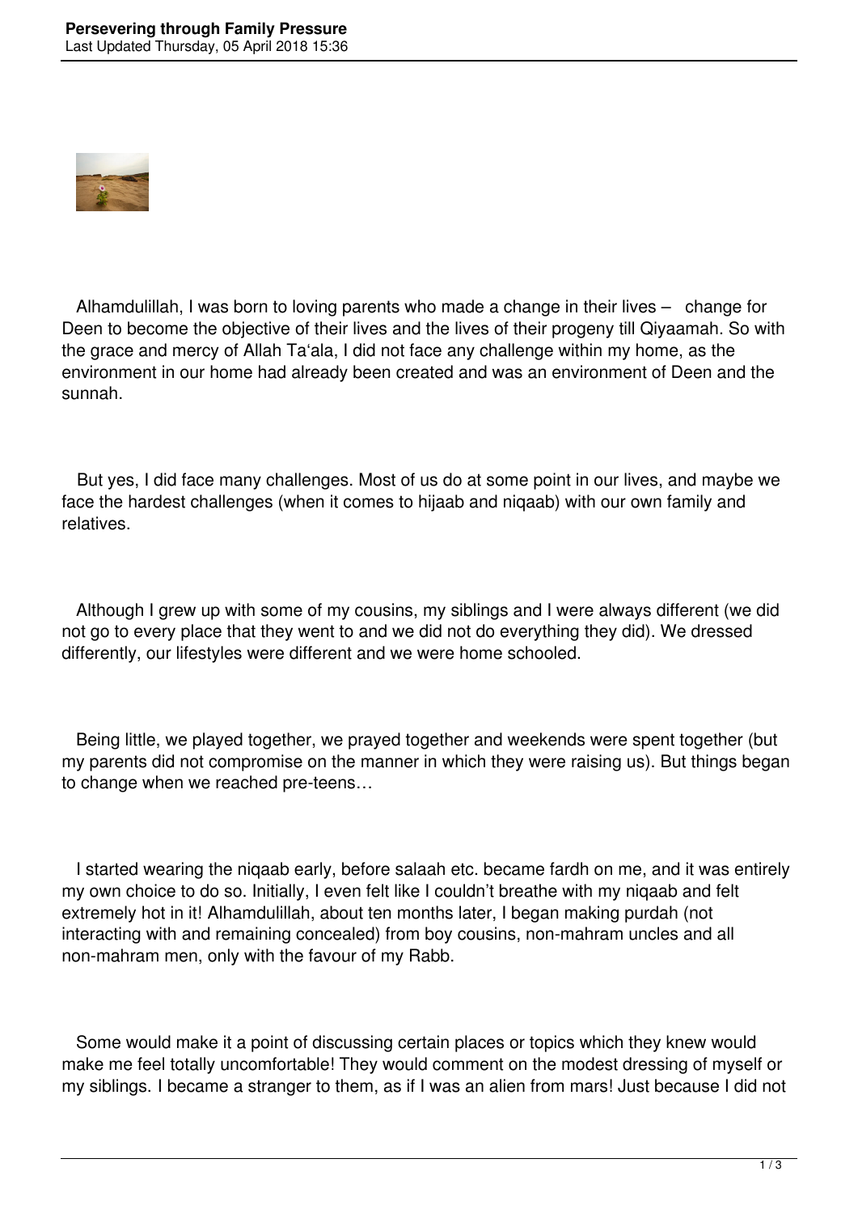Alhamdulillah, I was born to loving parents who made a change in their lives – change for Deen to become the objective of their lives and the lives of their progeny till Qiyaamah. So with the grace and mercy of Allah Ta'ala, I did not face any challenge within my home, as the environment in our home had already been created and was an environment of Deen and the sunnah.

But yes, I did face many challenges. Most of us do at some point in our lives, and maybe we face the hardest challenges (when it comes to hijaab and niqaab) with our own family and relatives.

Although I grew up with some of my cousins, my siblings and I were always different (we did not go to every place that they went to and we did not do everything they did). We dressed differently, our lifestyles were different and we were home schooled.

Being little, we played together, we prayed together and weekends were spent together (but my parents did not compromise on the manner in which they were raising us). But things began to change when we reached pre-teens…

I started wearing the niqaab early, before salaah etc. became fardh on me, and it was entirely my own choice to do so. Initially, I even felt like I couldn't breathe with my niqaab and felt extremely hot in it! Alhamdulillah, about ten months later, I began making purdah (not interacting with and remaining concealed) from boy cousins, non-mahram uncles and all non-mahram men, only with the favour of my Rabb.

Some would make it a point of discussing certain places or topics which they knew would make me feel totally uncomfortable! They would comment on the modest dressing of myself or my siblings. I became a stranger to them, as if I was an alien from mars! Just because I did not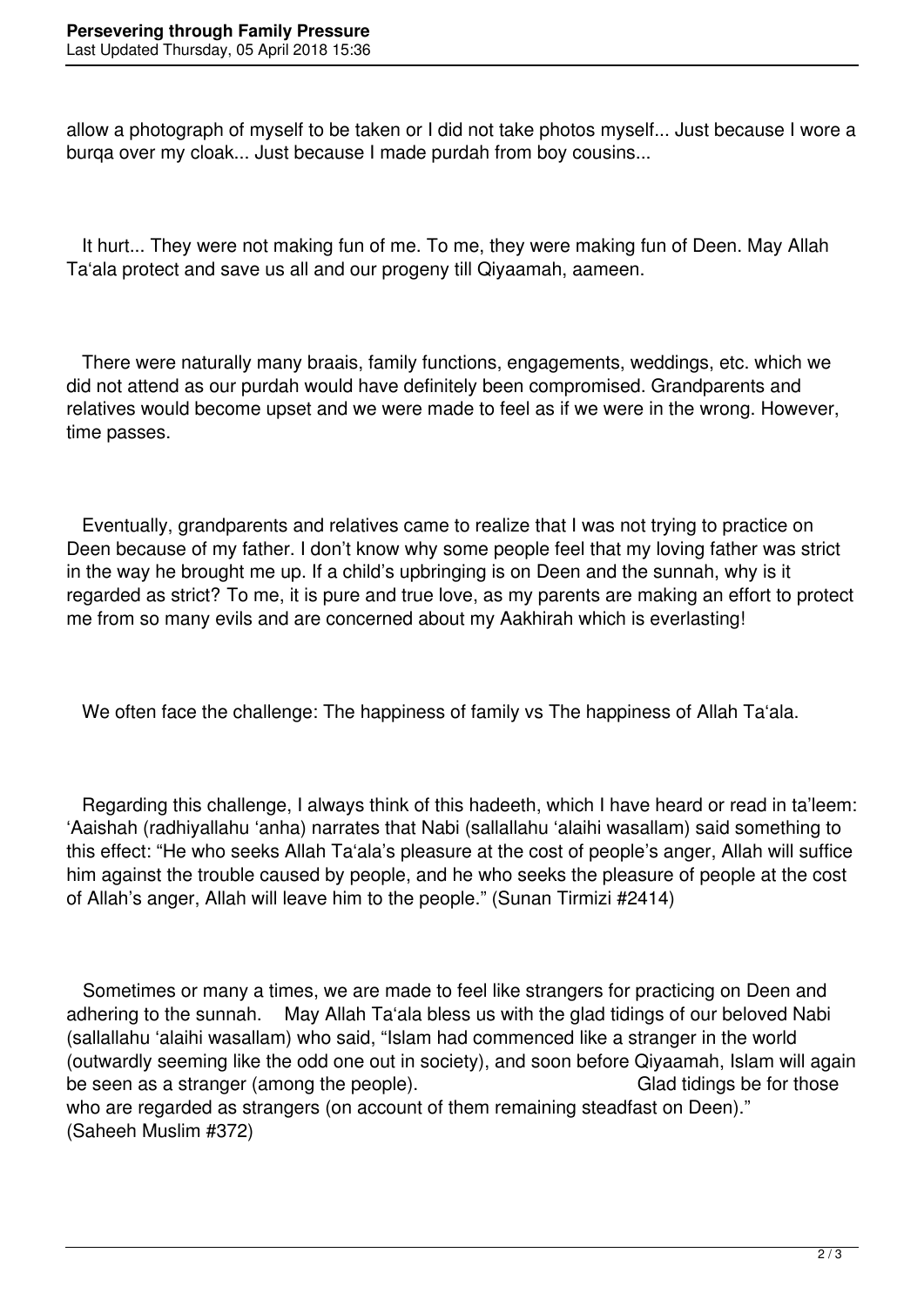allow a photograph of myself to be taken or I did not take photos myself... Just because I wore a burqa over my cloak... Just because I made purdah from boy cousins...

It hurt... They were not making fun of me. To me, they were making fun of Deen. May Allah Ta'ala protect and save us all and our progeny till Qiyaamah, aameen.

There were naturally many braais, family functions, engagements, weddings, etc. which we did not attend as our purdah would have definitely been compromised. Grandparents and relatives would become upset and we were made to feel as if we were in the wrong. However, time passes.

Eventually, grandparents and relatives came to realize that I was not trying to practice on Deen because of my father. I don't know why some people feel that my loving father was strict in the way he brought me up. If a child's upbringing is on Deen and the sunnah, why is it regarded as strict? To me, it is pure and true love, as my parents are making an effort to protect me from so many evils and are concerned about my Aakhirah which is everlasting!

We often face the challenge: The happiness of family vs The happiness of Allah Ta'ala.

Regarding this challenge, I always think of this hadeeth, which I have heard or read in ta'leem: 'Aaishah (radhiyallahu 'anha) narrates that Nabi (sallallahu 'alaihi wasallam) said something to this effect: "He who seeks Allah Ta'ala's pleasure at the cost of people's anger, Allah will suffice him against the trouble caused by people, and he who seeks the pleasure of people at the cost of Allah's anger, Allah will leave him to the people." (Sunan Tirmizi #2414)

Sometimes or many a times, we are made to feel like strangers for practicing on Deen and adhering to the sunnah. May Allah Ta'ala bless us with the glad tidings of our beloved Nabi (sallallahu 'alaihi wasallam) who said, "Islam had commenced like a stranger in the world (outwardly seeming like the odd one out in society), and soon before Qiyaamah, Islam will again be seen as a stranger (among the people). Glad tidings be for those who are regarded as strangers (on account of them remaining steadfast on Deen)." (Saheeh Muslim #372)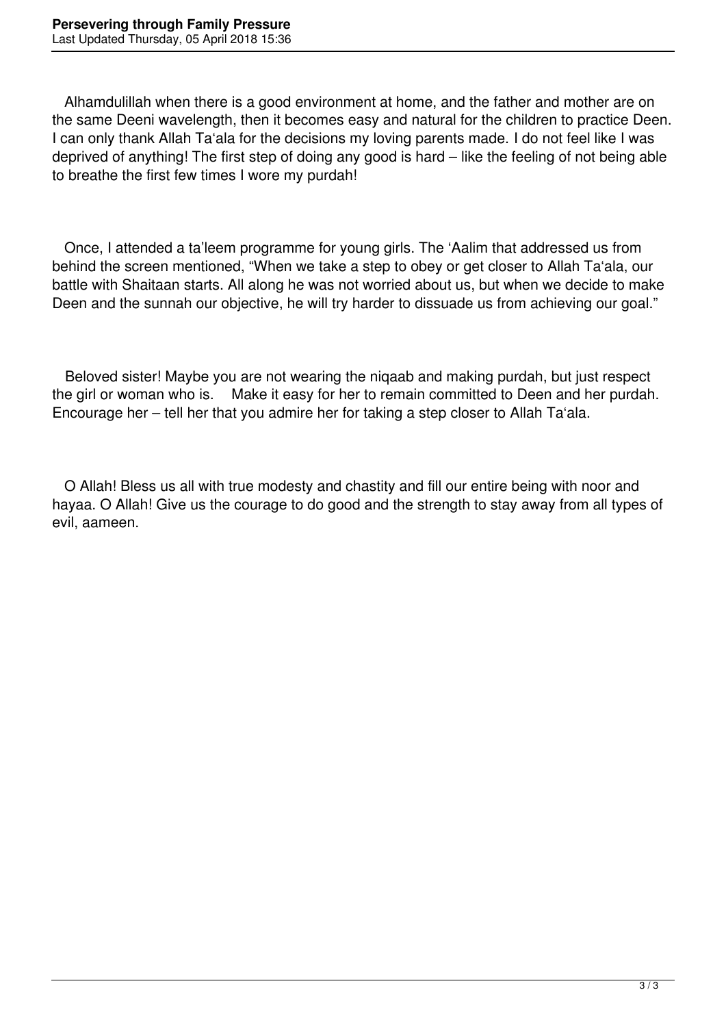Alhamdulillah when there is a good environment at home, and the father and mother are on the same Deeni wavelength, then it becomes easy and natural for the children to practice Deen. I can only thank Allah Ta'ala for the decisions my loving parents made. I do not feel like I was deprived of anything! The first step of doing any good is hard – like the feeling of not being able to breathe the first few times I wore my purdah!

Once, I attended a ta'leem programme for young girls. The 'Aalim that addressed us from behind the screen mentioned, "When we take a step to obey or get closer to Allah Ta'ala, our battle with Shaitaan starts. All along he was not worried about us, but when we decide to make Deen and the sunnah our objective, he will try harder to dissuade us from achieving our goal."

Beloved sister! Maybe you are not wearing the niqaab and making purdah, but just respect the girl or woman who is. Make it easy for her to remain committed to Deen and her purdah. Encourage her – tell her that you admire her for taking a step closer to Allah Ta'ala.

O Allah! Bless us all with true modesty and chastity and fill our entire being with noor and hayaa. O Allah! Give us the courage to do good and the strength to stay away from all types of evil, aameen.